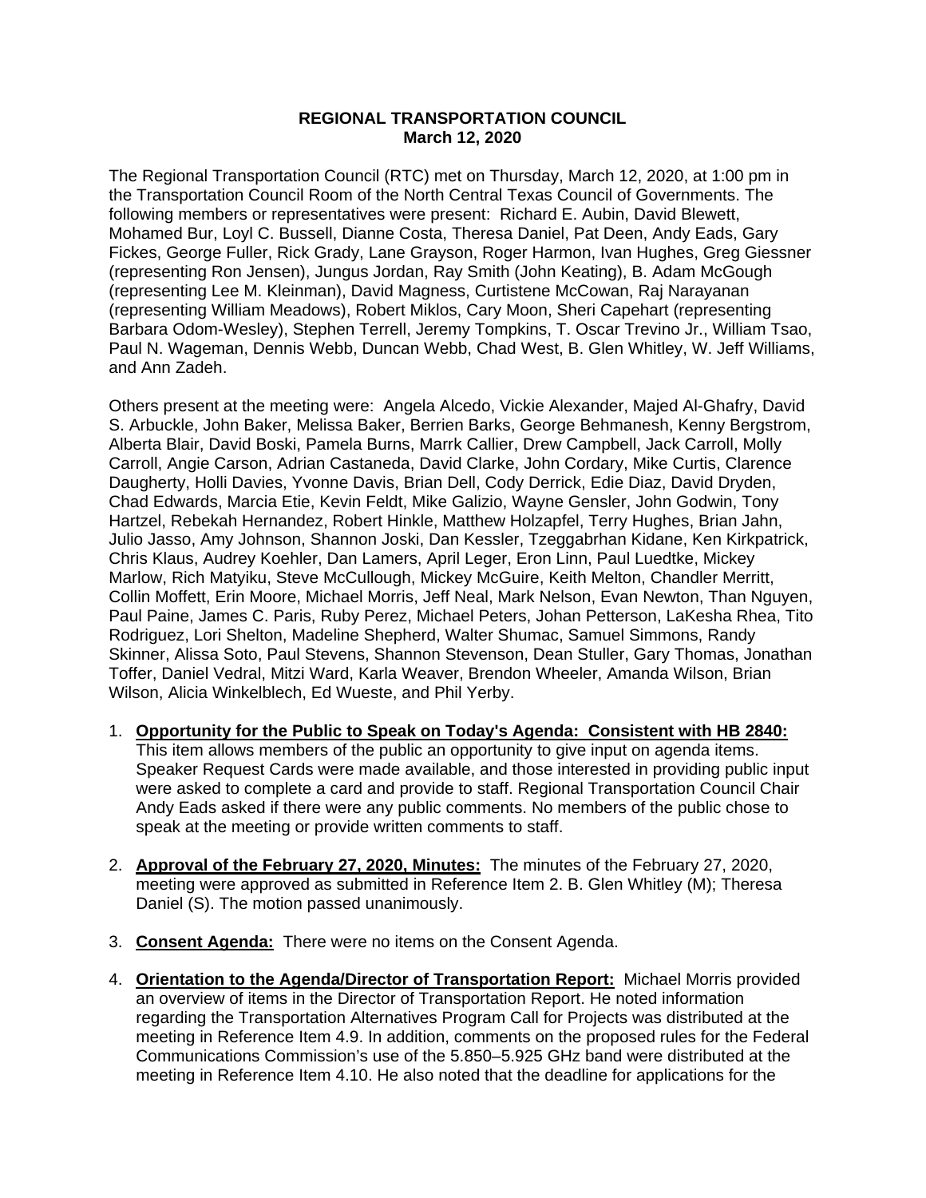**REGIONAL TRANSPORTATION COUNCIL**
**March 12, 2020**

The Regional Transportation Council (RTC) met on Thursday, March 12, 2020, at 1:00 pm in the Transportation Council Room of the North Central Texas Council of Governments. The following members or representatives were present: Richard E. Aubin, David Blewett, Mohamed Bur, Loyl C. Bussell, Dianne Costa, Theresa Daniel, Pat Deen, Andy Eads, Gary Fickes, George Fuller, Rick Grady, Lane Grayson, Roger Harmon, Ivan Hughes, Greg Giessner (representing Ron Jensen), Jungus Jordan, Ray Smith (John Keating), B. Adam McGough (representing Lee M. Kleinman), David Magness, Curtistene McCowan, Raj Narayanan (representing William Meadows), Robert Miklos, Cary Moon, Sheri Capehart (representing Barbara Odom-Wesley), Stephen Terrell, Jeremy Tompkins, T. Oscar Trevino Jr., William Tsao, Paul N. Wageman, Dennis Webb, Duncan Webb, Chad West, B. Glen Whitley, W. Jeff Williams, and Ann Zadeh.

Others present at the meeting were: Angela Alcedo, Vickie Alexander, Majed Al-Ghafry, David S. Arbuckle, John Baker, Melissa Baker, Berrien Barks, George Behmanesh, Kenny Bergstrom, Alberta Blair, David Boski, Pamela Burns, Marrk Callier, Drew Campbell, Jack Carroll, Molly Carroll, Angie Carson, Adrian Castaneda, David Clarke, John Cordary, Mike Curtis, Clarence Daugherty, Holli Davies, Yvonne Davis, Brian Dell, Cody Derrick, Edie Diaz, David Dryden, Chad Edwards, Marcia Etie, Kevin Feldt, Mike Galizio, Wayne Gensler, John Godwin, Tony Hartzel, Rebekah Hernandez, Robert Hinkle, Matthew Holzapfel, Terry Hughes, Brian Jahn, Julio Jasso, Amy Johnson, Shannon Joski, Dan Kessler, Tzeggabrhan Kidane, Ken Kirkpatrick, Chris Klaus, Audrey Koehler, Dan Lamers, April Leger, Eron Linn, Paul Luedtke, Mickey Marlow, Rich Matyiku, Steve McCullough, Mickey McGuire, Keith Melton, Chandler Merritt, Collin Moffett, Erin Moore, Michael Morris, Jeff Neal, Mark Nelson, Evan Newton, Than Nguyen, Paul Paine, James C. Paris, Ruby Perez, Michael Peters, Johan Petterson, LaKesha Rhea, Tito Rodriguez, Lori Shelton, Madeline Shepherd, Walter Shumac, Samuel Simmons, Randy Skinner, Alissa Soto, Paul Stevens, Shannon Stevenson, Dean Stuller, Gary Thomas, Jonathan Toffer, Daniel Vedral, Mitzi Ward, Karla Weaver, Brendon Wheeler, Amanda Wilson, Brian Wilson, Alicia Winkelblech, Ed Wueste, and Phil Yerby.

1. **Opportunity for the Public to Speak on Today's Agenda: Consistent with HB 2840:** This item allows members of the public an opportunity to give input on agenda items. Speaker Request Cards were made available, and those interested in providing public input were asked to complete a card and provide to staff. Regional Transportation Council Chair Andy Eads asked if there were any public comments. No members of the public chose to speak at the meeting or provide written comments to staff.

2. **Approval of the February 27, 2020, Minutes:** The minutes of the February 27, 2020, meeting were approved as submitted in Reference Item 2. B. Glen Whitley (M); Theresa Daniel (S). The motion passed unanimously.

3. **Consent Agenda:** There were no items on the Consent Agenda.

4. **Orientation to the Agenda/Director of Transportation Report:** Michael Morris provided an overview of items in the Director of Transportation Report. He noted information regarding the Transportation Alternatives Program Call for Projects was distributed at the meeting in Reference Item 4.9. In addition, comments on the proposed rules for the Federal Communications Commission's use of the 5.850–5.925 GHz band were distributed at the meeting in Reference Item 4.10. He also noted that the deadline for applications for the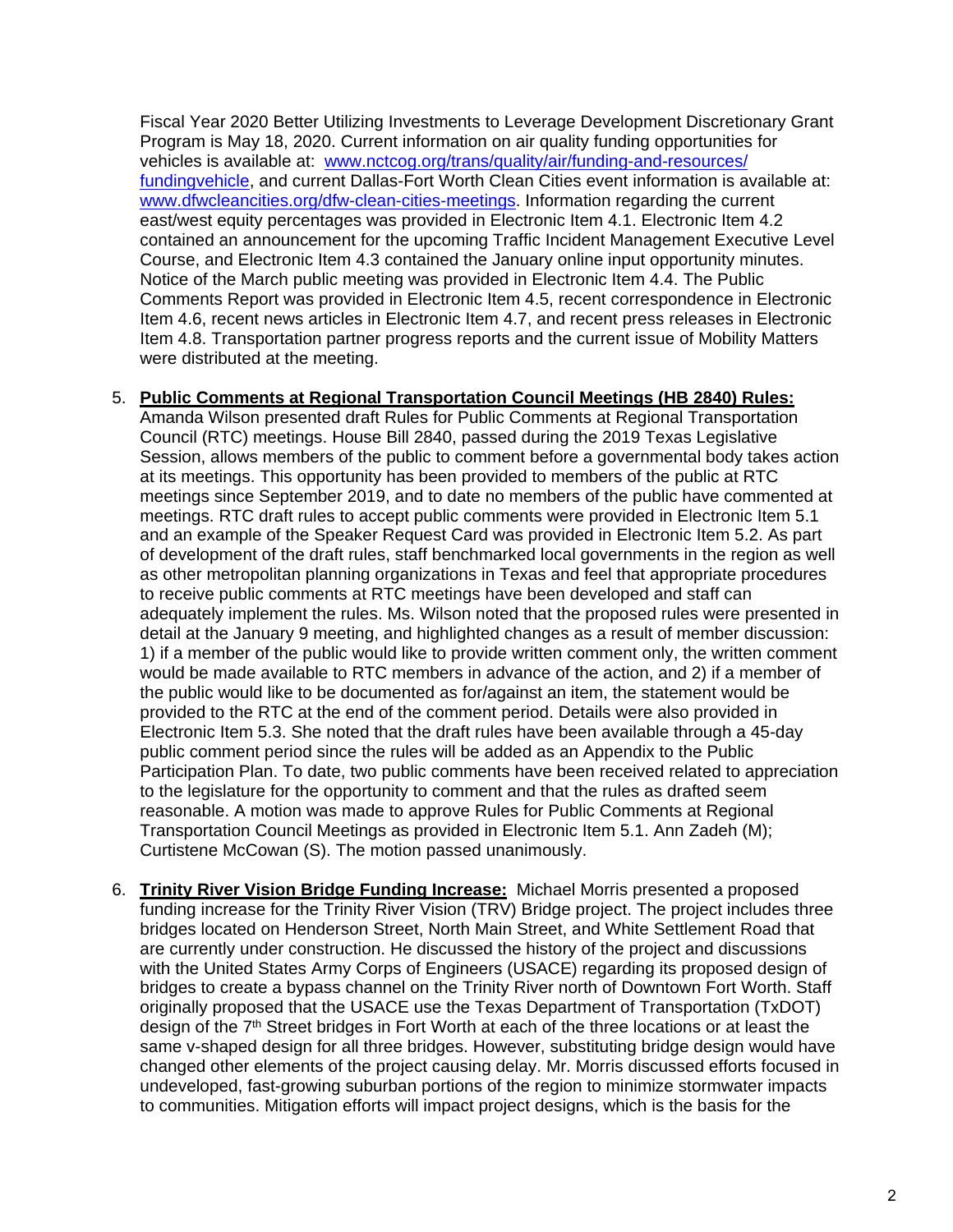Fiscal Year 2020 Better Utilizing Investments to Leverage Development Discretionary Grant Program is May 18, 2020. Current information on air quality funding opportunities for vehicles is available at: [www.nctcog.org/trans/quality/air/funding-and-resources/fundingvehicle](www.nctcog.org/trans/quality/air/funding-and-resources/fundingvehicle), and current Dallas-Fort Worth Clean Cities event information is available at: [www.dfwcleancities.org/dfw-clean-cities-meetings](www.dfwcleancities.org/dfw-clean-cities-meetings). Information regarding the current east/west equity percentages was provided in Electronic Item 4.1. Electronic Item 4.2 contained an announcement for the upcoming Traffic Incident Management Executive Level Course, and Electronic Item 4.3 contained the January online input opportunity minutes. Notice of the March public meeting was provided in Electronic Item 4.4. The Public Comments Report was provided in Electronic Item 4.5, recent correspondence in Electronic Item 4.6, recent news articles in Electronic Item 4.7, and recent press releases in Electronic Item 4.8. Transportation partner progress reports and the current issue of Mobility Matters were distributed at the meeting.

5. **Public Comments at Regional Transportation Council Meetings (HB 2840) Rules:** Amanda Wilson presented draft Rules for Public Comments at Regional Transportation Council (RTC) meetings. House Bill 2840, passed during the 2019 Texas Legislative Session, allows members of the public to comment before a governmental body takes action at its meetings. This opportunity has been provided to members of the public at RTC meetings since September 2019, and to date no members of the public have commented at meetings. RTC draft rules to accept public comments were provided in Electronic Item 5.1 and an example of the Speaker Request Card was provided in Electronic Item 5.2. As part of development of the draft rules, staff benchmarked local governments in the region as well as other metropolitan planning organizations in Texas and feel that appropriate procedures to receive public comments at RTC meetings have been developed and staff can adequately implement the rules. Ms. Wilson noted that the proposed rules were presented in detail at the January 9 meeting, and highlighted changes as a result of member discussion: 1) if a member of the public would like to provide written comment only, the written comment would be made available to RTC members in advance of the action, and 2) if a member of the public would like to be documented as for/against an item, the statement would be provided to the RTC at the end of the comment period. Details were also provided in Electronic Item 5.3. She noted that the draft rules have been available through a 45-day public comment period since the rules will be added as an Appendix to the Public Participation Plan. To date, two public comments have been received related to appreciation to the legislature for the opportunity to comment and that the rules as drafted seem reasonable. A motion was made to approve Rules for Public Comments at Regional Transportation Council Meetings as provided in Electronic Item 5.1. Ann Zadeh (M); Curtistene McCowan (S). The motion passed unanimously.

6. **Trinity River Vision Bridge Funding Increase:** Michael Morris presented a proposed funding increase for the Trinity River Vision (TRV) Bridge project. The project includes three bridges located on Henderson Street, North Main Street, and White Settlement Road that are currently under construction. He discussed the history of the project and discussions with the United States Army Corps of Engineers (USACE) regarding its proposed design of bridges to create a bypass channel on the Trinity River north of Downtown Fort Worth. Staff originally proposed that the USACE use the Texas Department of Transportation (TxDOT) design of the 7th Street bridges in Fort Worth at each of the three locations or at least the same v-shaped design for all three bridges. However, substituting bridge design would have changed other elements of the project causing delay. Mr. Morris discussed efforts focused in undeveloped, fast-growing suburban portions of the region to minimize stormwater impacts to communities. Mitigation efforts will impact project designs, which is the basis for the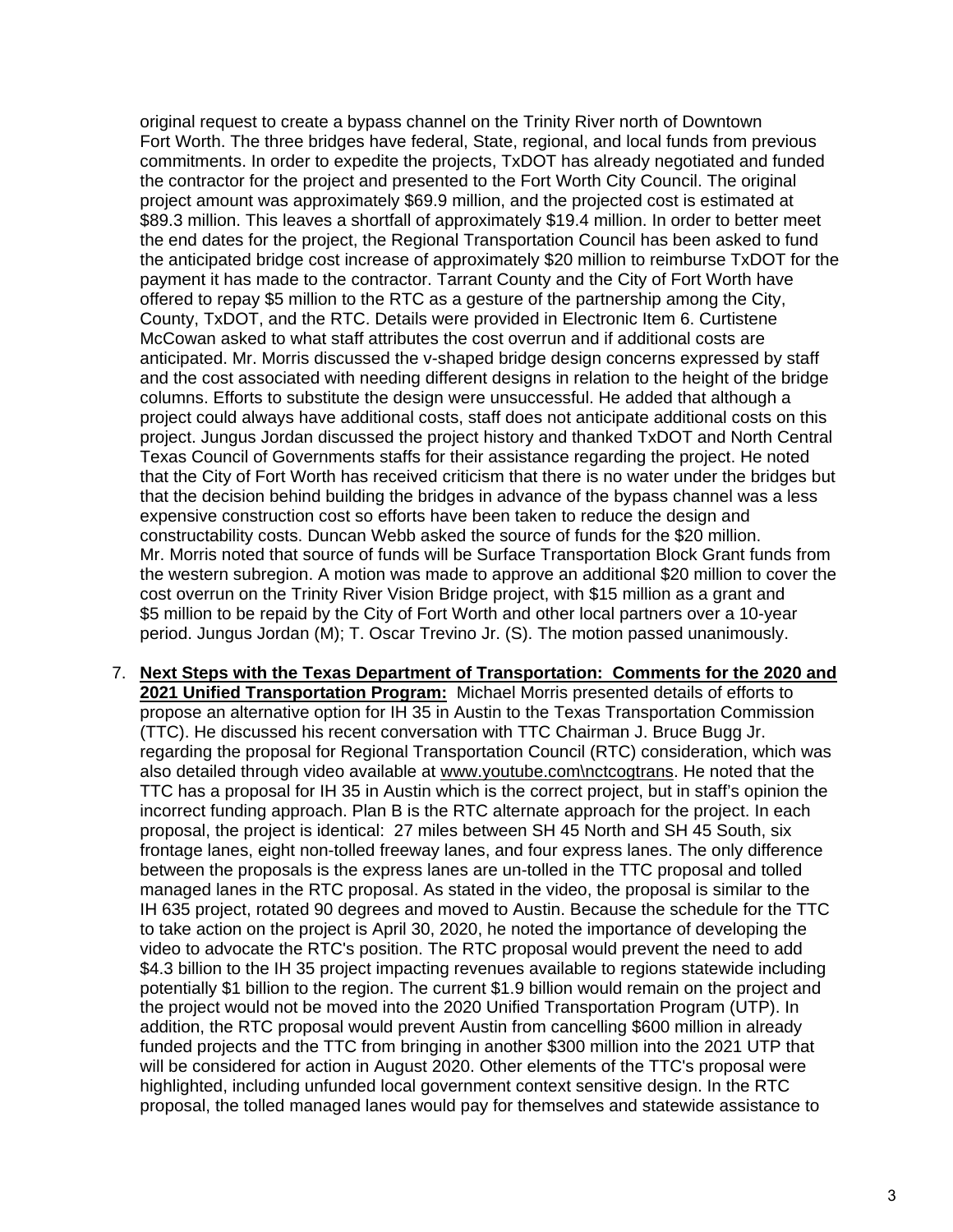original request to create a bypass channel on the Trinity River north of Downtown Fort Worth. The three bridges have federal, State, regional, and local funds from previous commitments. In order to expedite the projects, TxDOT has already negotiated and funded the contractor for the project and presented to the Fort Worth City Council. The original project amount was approximately $69.9 million, and the projected cost is estimated at $89.3 million. This leaves a shortfall of approximately $19.4 million. In order to better meet the end dates for the project, the Regional Transportation Council has been asked to fund the anticipated bridge cost increase of approximately $20 million to reimburse TxDOT for the payment it has made to the contractor. Tarrant County and the City of Fort Worth have offered to repay $5 million to the RTC as a gesture of the partnership among the City, County, TxDOT, and the RTC. Details were provided in Electronic Item 6. Curtistene McCowan asked to what staff attributes the cost overrun and if additional costs are anticipated. Mr. Morris discussed the v-shaped bridge design concerns expressed by staff and the cost associated with needing different designs in relation to the height of the bridge columns. Efforts to substitute the design were unsuccessful. He added that although a project could always have additional costs, staff does not anticipate additional costs on this project. Jungus Jordan discussed the project history and thanked TxDOT and North Central Texas Council of Governments staffs for their assistance regarding the project. He noted that the City of Fort Worth has received criticism that there is no water under the bridges but that the decision behind building the bridges in advance of the bypass channel was a less expensive construction cost so efforts have been taken to reduce the design and constructability costs. Duncan Webb asked the source of funds for the $20 million. Mr. Morris noted that source of funds will be Surface Transportation Block Grant funds from the western subregion. A motion was made to approve an additional $20 million to cover the cost overrun on the Trinity River Vision Bridge project, with $15 million as a grant and $5 million to be repaid by the City of Fort Worth and other local partners over a 10-year period. Jungus Jordan (M); T. Oscar Trevino Jr. (S). The motion passed unanimously.

7. **Next Steps with the Texas Department of Transportation: Comments for the 2020 and 2021 Unified Transportation Program:** Michael Morris presented details of efforts to propose an alternative option for IH 35 in Austin to the Texas Transportation Commission (TTC). He discussed his recent conversation with TTC Chairman J. Bruce Bugg Jr. regarding the proposal for Regional Transportation Council (RTC) consideration, which was also detailed through video available at www.youtube.com\nctcogtrans. He noted that the TTC has a proposal for IH 35 in Austin which is the correct project, but in staff's opinion the incorrect funding approach. Plan B is the RTC alternate approach for the project. In each proposal, the project is identical: 27 miles between SH 45 North and SH 45 South, six frontage lanes, eight non-tolled freeway lanes, and four express lanes. The only difference between the proposals is the express lanes are un-tolled in the TTC proposal and tolled managed lanes in the RTC proposal. As stated in the video, the proposal is similar to the IH 635 project, rotated 90 degrees and moved to Austin. Because the schedule for the TTC to take action on the project is April 30, 2020, he noted the importance of developing the video to advocate the RTC's position. The RTC proposal would prevent the need to add $4.3 billion to the IH 35 project impacting revenues available to regions statewide including potentially $1 billion to the region. The current $1.9 billion would remain on the project and the project would not be moved into the 2020 Unified Transportation Program (UTP). In addition, the RTC proposal would prevent Austin from cancelling $600 million in already funded projects and the TTC from bringing in another $300 million into the 2021 UTP that will be considered for action in August 2020. Other elements of the TTC's proposal were highlighted, including unfunded local government context sensitive design. In the RTC proposal, the tolled managed lanes would pay for themselves and statewide assistance to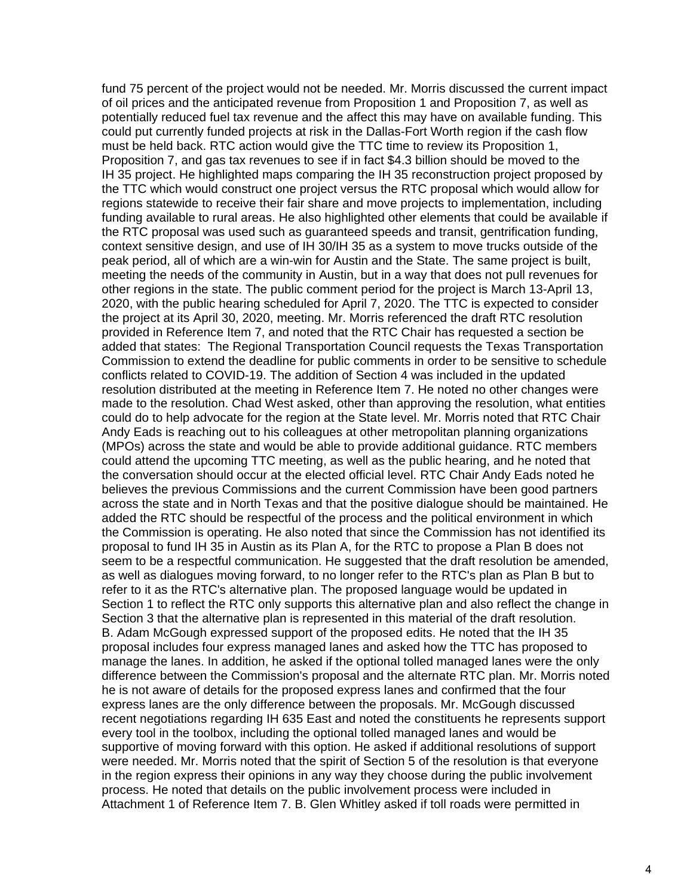fund 75 percent of the project would not be needed. Mr. Morris discussed the current impact of oil prices and the anticipated revenue from Proposition 1 and Proposition 7, as well as potentially reduced fuel tax revenue and the affect this may have on available funding. This could put currently funded projects at risk in the Dallas-Fort Worth region if the cash flow must be held back. RTC action would give the TTC time to review its Proposition 1, Proposition 7, and gas tax revenues to see if in fact $4.3 billion should be moved to the IH 35 project. He highlighted maps comparing the IH 35 reconstruction project proposed by the TTC which would construct one project versus the RTC proposal which would allow for regions statewide to receive their fair share and move projects to implementation, including funding available to rural areas. He also highlighted other elements that could be available if the RTC proposal was used such as guaranteed speeds and transit, gentrification funding, context sensitive design, and use of IH 30/IH 35 as a system to move trucks outside of the peak period, all of which are a win-win for Austin and the State. The same project is built, meeting the needs of the community in Austin, but in a way that does not pull revenues for other regions in the state. The public comment period for the project is March 13-April 13, 2020, with the public hearing scheduled for April 7, 2020. The TTC is expected to consider the project at its April 30, 2020, meeting. Mr. Morris referenced the draft RTC resolution provided in Reference Item 7, and noted that the RTC Chair has requested a section be added that states: The Regional Transportation Council requests the Texas Transportation Commission to extend the deadline for public comments in order to be sensitive to schedule conflicts related to COVID-19. The addition of Section 4 was included in the updated resolution distributed at the meeting in Reference Item 7. He noted no other changes were made to the resolution. Chad West asked, other than approving the resolution, what entities could do to help advocate for the region at the State level. Mr. Morris noted that RTC Chair Andy Eads is reaching out to his colleagues at other metropolitan planning organizations (MPOs) across the state and would be able to provide additional guidance. RTC members could attend the upcoming TTC meeting, as well as the public hearing, and he noted that the conversation should occur at the elected official level. RTC Chair Andy Eads noted he believes the previous Commissions and the current Commission have been good partners across the state and in North Texas and that the positive dialogue should be maintained. He added the RTC should be respectful of the process and the political environment in which the Commission is operating. He also noted that since the Commission has not identified its proposal to fund IH 35 in Austin as its Plan A, for the RTC to propose a Plan B does not seem to be a respectful communication. He suggested that the draft resolution be amended, as well as dialogues moving forward, to no longer refer to the RTC's plan as Plan B but to refer to it as the RTC's alternative plan. The proposed language would be updated in Section 1 to reflect the RTC only supports this alternative plan and also reflect the change in Section 3 that the alternative plan is represented in this material of the draft resolution. B. Adam McGough expressed support of the proposed edits. He noted that the IH 35 proposal includes four express managed lanes and asked how the TTC has proposed to manage the lanes. In addition, he asked if the optional tolled managed lanes were the only difference between the Commission's proposal and the alternate RTC plan. Mr. Morris noted he is not aware of details for the proposed express lanes and confirmed that the four express lanes are the only difference between the proposals. Mr. McGough discussed recent negotiations regarding IH 635 East and noted the constituents he represents support every tool in the toolbox, including the optional tolled managed lanes and would be supportive of moving forward with this option. He asked if additional resolutions of support were needed. Mr. Morris noted that the spirit of Section 5 of the resolution is that everyone in the region express their opinions in any way they choose during the public involvement process. He noted that details on the public involvement process were included in Attachment 1 of Reference Item 7. B. Glen Whitley asked if toll roads were permitted in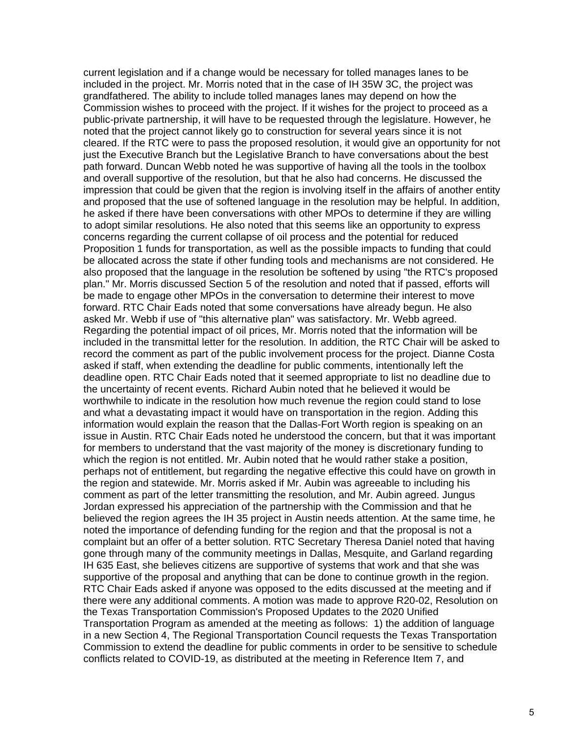current legislation and if a change would be necessary for tolled manages lanes to be included in the project. Mr. Morris noted that in the case of IH 35W 3C, the project was grandfathered. The ability to include tolled manages lanes may depend on how the Commission wishes to proceed with the project. If it wishes for the project to proceed as a public-private partnership, it will have to be requested through the legislature. However, he noted that the project cannot likely go to construction for several years since it is not cleared. If the RTC were to pass the proposed resolution, it would give an opportunity for not just the Executive Branch but the Legislative Branch to have conversations about the best path forward. Duncan Webb noted he was supportive of having all the tools in the toolbox and overall supportive of the resolution, but that he also had concerns. He discussed the impression that could be given that the region is involving itself in the affairs of another entity and proposed that the use of softened language in the resolution may be helpful. In addition, he asked if there have been conversations with other MPOs to determine if they are willing to adopt similar resolutions. He also noted that this seems like an opportunity to express concerns regarding the current collapse of oil process and the potential for reduced Proposition 1 funds for transportation, as well as the possible impacts to funding that could be allocated across the state if other funding tools and mechanisms are not considered. He also proposed that the language in the resolution be softened by using "the RTC's proposed plan." Mr. Morris discussed Section 5 of the resolution and noted that if passed, efforts will be made to engage other MPOs in the conversation to determine their interest to move forward. RTC Chair Eads noted that some conversations have already begun. He also asked Mr. Webb if use of "this alternative plan" was satisfactory. Mr. Webb agreed. Regarding the potential impact of oil prices, Mr. Morris noted that the information will be included in the transmittal letter for the resolution. In addition, the RTC Chair will be asked to record the comment as part of the public involvement process for the project. Dianne Costa asked if staff, when extending the deadline for public comments, intentionally left the deadline open. RTC Chair Eads noted that it seemed appropriate to list no deadline due to the uncertainty of recent events. Richard Aubin noted that he believed it would be worthwhile to indicate in the resolution how much revenue the region could stand to lose and what a devastating impact it would have on transportation in the region. Adding this information would explain the reason that the Dallas-Fort Worth region is speaking on an issue in Austin. RTC Chair Eads noted he understood the concern, but that it was important for members to understand that the vast majority of the money is discretionary funding to which the region is not entitled. Mr. Aubin noted that he would rather stake a position, perhaps not of entitlement, but regarding the negative effective this could have on growth in the region and statewide. Mr. Morris asked if Mr. Aubin was agreeable to including his comment as part of the letter transmitting the resolution, and Mr. Aubin agreed. Jungus Jordan expressed his appreciation of the partnership with the Commission and that he believed the region agrees the IH 35 project in Austin needs attention. At the same time, he noted the importance of defending funding for the region and that the proposal is not a complaint but an offer of a better solution. RTC Secretary Theresa Daniel noted that having gone through many of the community meetings in Dallas, Mesquite, and Garland regarding IH 635 East, she believes citizens are supportive of systems that work and that she was supportive of the proposal and anything that can be done to continue growth in the region. RTC Chair Eads asked if anyone was opposed to the edits discussed at the meeting and if there were any additional comments. A motion was made to approve R20-02, Resolution on the Texas Transportation Commission's Proposed Updates to the 2020 Unified Transportation Program as amended at the meeting as follows: 1) the addition of language in a new Section 4, The Regional Transportation Council requests the Texas Transportation Commission to extend the deadline for public comments in order to be sensitive to schedule conflicts related to COVID-19, as distributed at the meeting in Reference Item 7, and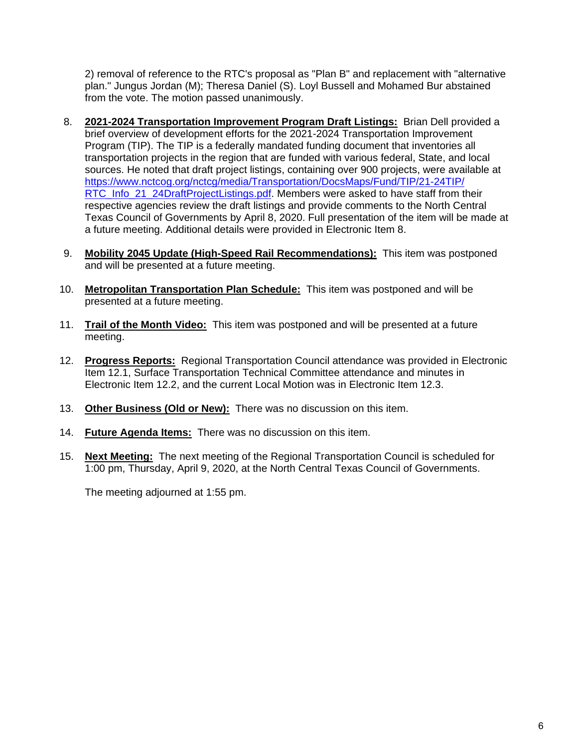2) removal of reference to the RTC's proposal as "Plan B" and replacement with "alternative plan." Jungus Jordan (M); Theresa Daniel (S). Loyl Bussell and Mohamed Bur abstained from the vote. The motion passed unanimously.

8. **2021-2024 Transportation Improvement Program Draft Listings:** Brian Dell provided a brief overview of development efforts for the 2021-2024 Transportation Improvement Program (TIP). The TIP is a federally mandated funding document that inventories all transportation projects in the region that are funded with various federal, State, and local sources. He noted that draft project listings, containing over 900 projects, were available at [https://www.nctcog.org/nctcg/media/Transportation/DocsMaps/Fund/TIP/21-24TIP/RTC_Info_21_24DraftProjectListings.pdf](https://www.nctcog.org/nctcg/media/Transportation/DocsMaps/Fund/TIP/21-24TIP/RTC_Info_21_24DraftProjectListings.pdf). Members were asked to have staff from their respective agencies review the draft listings and provide comments to the North Central Texas Council of Governments by April 8, 2020. Full presentation of the item will be made at a future meeting. Additional details were provided in Electronic Item 8.

9. **Mobility 2045 Update (High-Speed Rail Recommendations):** This item was postponed and will be presented at a future meeting.

10. **Metropolitan Transportation Plan Schedule:** This item was postponed and will be presented at a future meeting.

11. **Trail of the Month Video:** This item was postponed and will be presented at a future meeting.

12. **Progress Reports:** Regional Transportation Council attendance was provided in Electronic Item 12.1, Surface Transportation Technical Committee attendance and minutes in Electronic Item 12.2, and the current Local Motion was in Electronic Item 12.3.

13. **Other Business (Old or New):** There was no discussion on this item.

14. **Future Agenda Items:** There was no discussion on this item.

15. **Next Meeting:** The next meeting of the Regional Transportation Council is scheduled for 1:00 pm, Thursday, April 9, 2020, at the North Central Texas Council of Governments.

    The meeting adjourned at 1:55 pm.